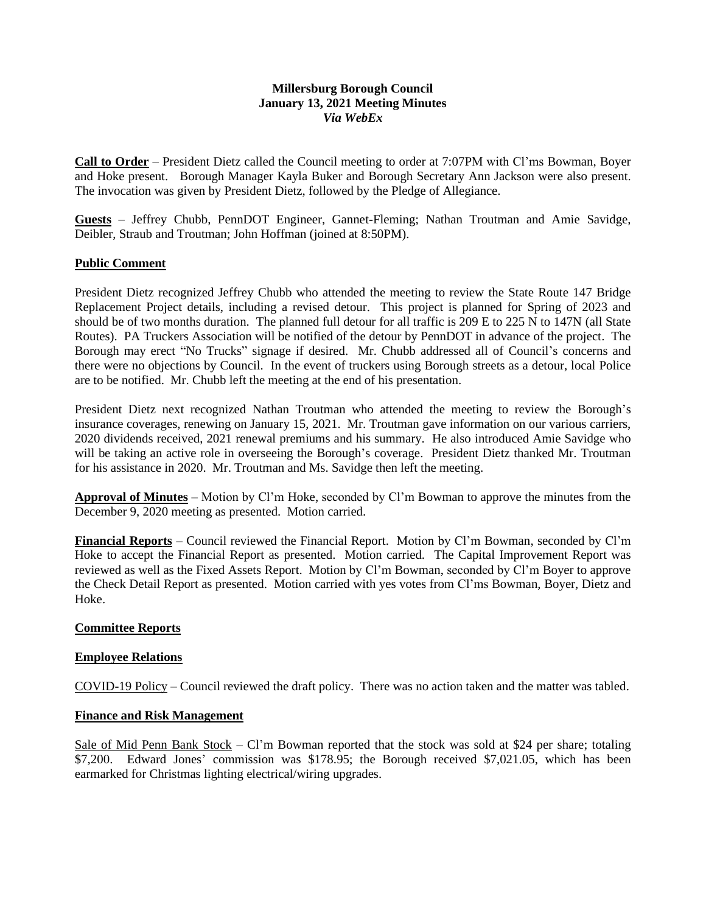# Millersburg Borough Council
## January 13, 2021 Meeting Minutes
### *Via WebEx*

**Call to Order** – President Dietz called the Council meeting to order at 7:07PM with Cl'ms Bowman, Boyer and Hoke present. Borough Manager Kayla Buker and Borough Secretary Ann Jackson were also present. The invocation was given by President Dietz, followed by the Pledge of Allegiance.

**Guests** – Jeffrey Chubb, PennDOT Engineer, Gannet-Fleming; Nathan Troutman and Amie Savidge, Deibler, Straub and Troutman; John Hoffman (joined at 8:50PM).

**Public Comment**

President Dietz recognized Jeffrey Chubb who attended the meeting to review the State Route 147 Bridge Replacement Project details, including a revised detour. This project is planned for Spring of 2023 and should be of two months duration. The planned full detour for all traffic is 209 E to 225 N to 147N (all State Routes). PA Truckers Association will be notified of the detour by PennDOT in advance of the project. The Borough may erect "No Trucks" signage if desired. Mr. Chubb addressed all of Council's concerns and there were no objections by Council. In the event of truckers using Borough streets as a detour, local Police are to be notified. Mr. Chubb left the meeting at the end of his presentation.

President Dietz next recognized Nathan Troutman who attended the meeting to review the Borough's insurance coverages, renewing on January 15, 2021. Mr. Troutman gave information on our various carriers, 2020 dividends received, 2021 renewal premiums and his summary. He also introduced Amie Savidge who will be taking an active role in overseeing the Borough's coverage. President Dietz thanked Mr. Troutman for his assistance in 2020. Mr. Troutman and Ms. Savidge then left the meeting.

**Approval of Minutes** – Motion by Cl'm Hoke, seconded by Cl'm Bowman to approve the minutes from the December 9, 2020 meeting as presented. Motion carried.

**Financial Reports** – Council reviewed the Financial Report. Motion by Cl'm Bowman, seconded by Cl'm Hoke to accept the Financial Report as presented. Motion carried. The Capital Improvement Report was reviewed as well as the Fixed Assets Report. Motion by Cl'm Bowman, seconded by Cl'm Boyer to approve the Check Detail Report as presented. Motion carried with yes votes from Cl'ms Bowman, Boyer, Dietz and Hoke.

**Committee Reports**

**Employee Relations**

COVID-19 Policy – Council reviewed the draft policy. There was no action taken and the matter was tabled.

**Finance and Risk Management**

Sale of Mid Penn Bank Stock – Cl'm Bowman reported that the stock was sold at $24 per share; totaling $7,200. Edward Jones' commission was $178.95; the Borough received $7,021.05, which has been earmarked for Christmas lighting electrical/wiring upgrades.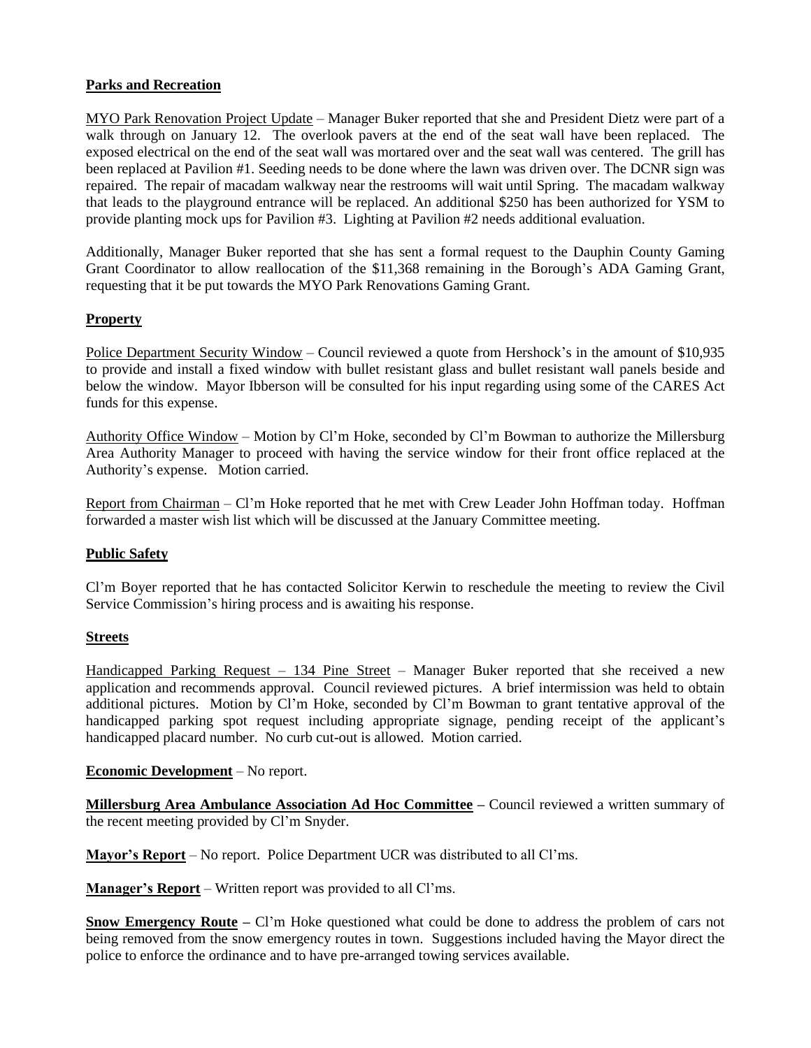**Parks and Recreation**

MYO Park Renovation Project Update – Manager Buker reported that she and President Dietz were part of a walk through on January 12. The overlook pavers at the end of the seat wall have been replaced. The exposed electrical on the end of the seat wall was mortared over and the seat wall was centered. The grill has been replaced at Pavilion #1. Seeding needs to be done where the lawn was driven over. The DCNR sign was repaired. The repair of macadam walkway near the restrooms will wait until Spring. The macadam walkway that leads to the playground entrance will be replaced. An additional $250 has been authorized for YSM to provide planting mock ups for Pavilion #3. Lighting at Pavilion #2 needs additional evaluation.

Additionally, Manager Buker reported that she has sent a formal request to the Dauphin County Gaming Grant Coordinator to allow reallocation of the $11,368 remaining in the Borough's ADA Gaming Grant, requesting that it be put towards the MYO Park Renovations Gaming Grant.

**Property**

Police Department Security Window – Council reviewed a quote from Hershock's in the amount of $10,935 to provide and install a fixed window with bullet resistant glass and bullet resistant wall panels beside and below the window. Mayor Ibberson will be consulted for his input regarding using some of the CARES Act funds for this expense.

Authority Office Window – Motion by Cl'm Hoke, seconded by Cl'm Bowman to authorize the Millersburg Area Authority Manager to proceed with having the service window for their front office replaced at the Authority's expense. Motion carried.

Report from Chairman – Cl'm Hoke reported that he met with Crew Leader John Hoffman today. Hoffman forwarded a master wish list which will be discussed at the January Committee meeting.

**Public Safety**

Cl'm Boyer reported that he has contacted Solicitor Kerwin to reschedule the meeting to review the Civil Service Commission's hiring process and is awaiting his response.

**Streets**

Handicapped Parking Request – 134 Pine Street – Manager Buker reported that she received a new application and recommends approval. Council reviewed pictures. A brief intermission was held to obtain additional pictures. Motion by Cl'm Hoke, seconded by Cl'm Bowman to grant tentative approval of the handicapped parking spot request including appropriate signage, pending receipt of the applicant's handicapped placard number. No curb cut-out is allowed. Motion carried.

**Economic Development** – No report.

**Millersburg Area Ambulance Association Ad Hoc Committee –** Council reviewed a written summary of the recent meeting provided by Cl'm Snyder.

**Mayor's Report** – No report. Police Department UCR was distributed to all Cl'ms.

**Manager's Report** – Written report was provided to all Cl'ms.

**Snow Emergency Route –** Cl'm Hoke questioned what could be done to address the problem of cars not being removed from the snow emergency routes in town. Suggestions included having the Mayor direct the police to enforce the ordinance and to have pre-arranged towing services available.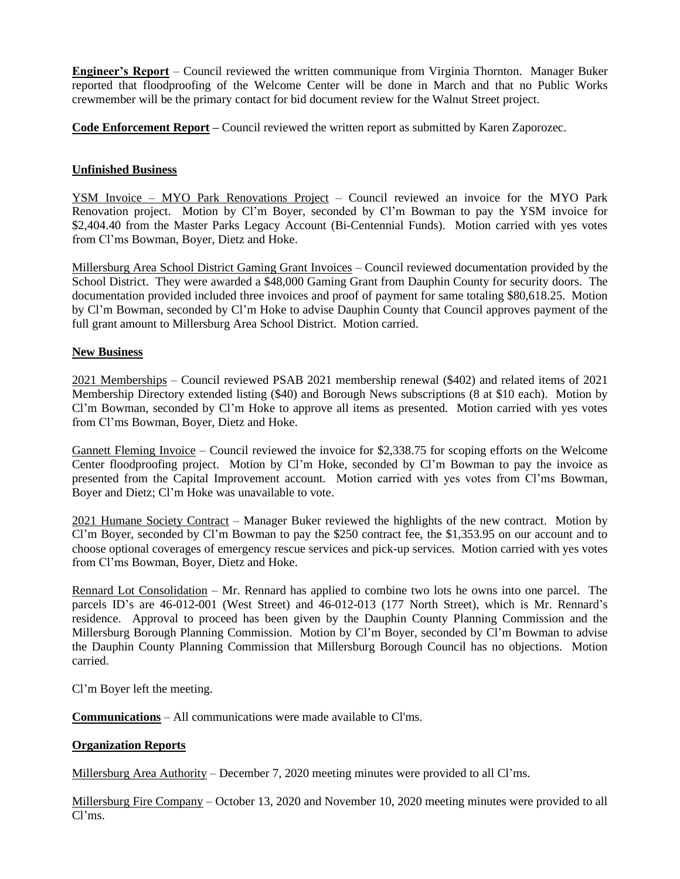**Engineer's Report** – Council reviewed the written communique from Virginia Thornton. Manager Buker reported that floodproofing of the Welcome Center will be done in March and that no Public Works crewmember will be the primary contact for bid document review for the Walnut Street project.

**Code Enforcement Report –** Council reviewed the written report as submitted by Karen Zaporozec.

**Unfinished Business**

YSM Invoice – MYO Park Renovations Project – Council reviewed an invoice for the MYO Park Renovation project. Motion by Cl'm Boyer, seconded by Cl'm Bowman to pay the YSM invoice for $2,404.40 from the Master Parks Legacy Account (Bi-Centennial Funds). Motion carried with yes votes from Cl'ms Bowman, Boyer, Dietz and Hoke.

Millersburg Area School District Gaming Grant Invoices – Council reviewed documentation provided by the School District. They were awarded a $48,000 Gaming Grant from Dauphin County for security doors. The documentation provided included three invoices and proof of payment for same totaling $80,618.25. Motion by Cl'm Bowman, seconded by Cl'm Hoke to advise Dauphin County that Council approves payment of the full grant amount to Millersburg Area School District. Motion carried.

**New Business**

2021 Memberships – Council reviewed PSAB 2021 membership renewal ($402) and related items of 2021 Membership Directory extended listing ($40) and Borough News subscriptions (8 at $10 each). Motion by Cl'm Bowman, seconded by Cl'm Hoke to approve all items as presented. Motion carried with yes votes from Cl'ms Bowman, Boyer, Dietz and Hoke.

Gannett Fleming Invoice – Council reviewed the invoice for $2,338.75 for scoping efforts on the Welcome Center floodproofing project. Motion by Cl'm Hoke, seconded by Cl'm Bowman to pay the invoice as presented from the Capital Improvement account. Motion carried with yes votes from Cl'ms Bowman, Boyer and Dietz; Cl'm Hoke was unavailable to vote.

2021 Humane Society Contract – Manager Buker reviewed the highlights of the new contract. Motion by Cl'm Boyer, seconded by Cl'm Bowman to pay the $250 contract fee, the $1,353.95 on our account and to choose optional coverages of emergency rescue services and pick-up services. Motion carried with yes votes from Cl'ms Bowman, Boyer, Dietz and Hoke.

Rennard Lot Consolidation – Mr. Rennard has applied to combine two lots he owns into one parcel. The parcels ID's are 46-012-001 (West Street) and 46-012-013 (177 North Street), which is Mr. Rennard's residence. Approval to proceed has been given by the Dauphin County Planning Commission and the Millersburg Borough Planning Commission. Motion by Cl'm Boyer, seconded by Cl'm Bowman to advise the Dauphin County Planning Commission that Millersburg Borough Council has no objections. Motion carried.

Cl'm Boyer left the meeting.

**Communications** – All communications were made available to Cl'ms.

**Organization Reports**

Millersburg Area Authority – December 7, 2020 meeting minutes were provided to all Cl'ms.

Millersburg Fire Company – October 13, 2020 and November 10, 2020 meeting minutes were provided to all Cl'ms.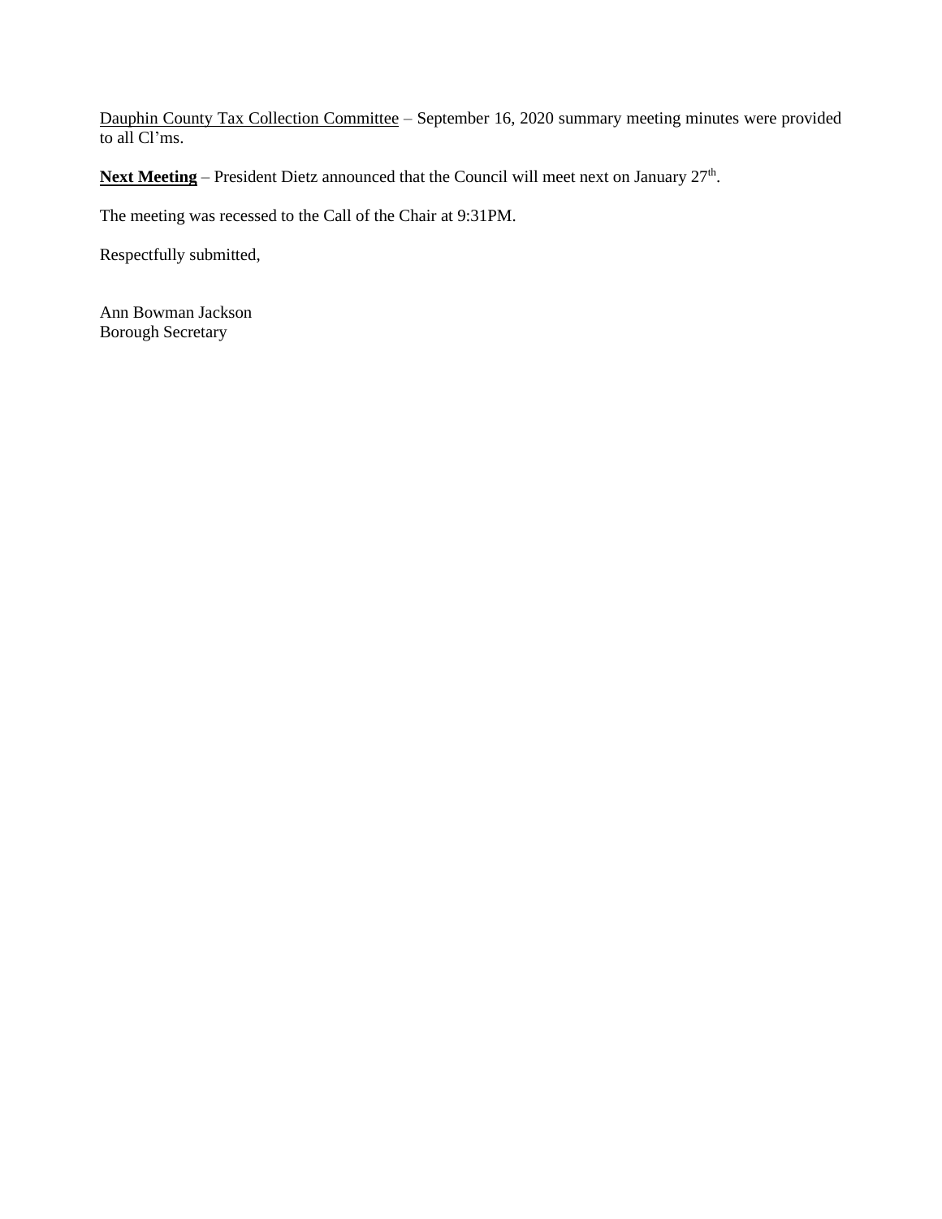Dauphin County Tax Collection Committee – September 16, 2020 summary meeting minutes were provided to all Cl'ms.

**Next Meeting** – President Dietz announced that the Council will meet next on January 27th.

The meeting was recessed to the Call of the Chair at 9:31PM.

Respectfully submitted,

Ann Bowman Jackson
Borough Secretary